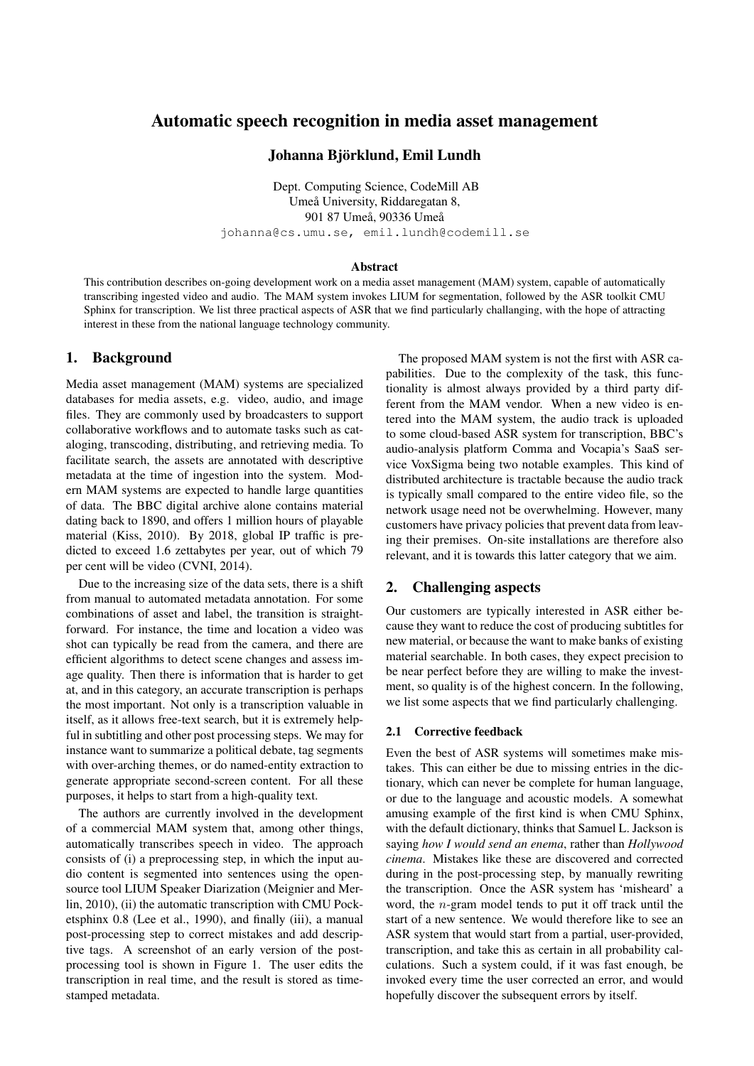# Automatic speech recognition in media asset management

**Johanna Björklund, Emil Lundh**

Dept. Computing Science, CodeMill AB
Umeå University, Riddaregatan 8,
901 87 Umeå, 90336 Umeå
johanna@cs.umu.se, emil.lundh@codemill.se

### Abstract

This contribution describes on-going development work on a media asset management (MAM) system, capable of automatically transcribing ingested video and audio. The MAM system invokes LIUM for segmentation, followed by the ASR toolkit CMU Sphinx for transcription. We list three practical aspects of ASR that we find particularly challanging, with the hope of attracting interest in these from the national language technology community.

## 1. Background

Media asset management (MAM) systems are specialized databases for media assets, e.g. video, audio, and image files. They are commonly used by broadcasters to support collaborative workflows and to automate tasks such as cataloging, transcoding, distributing, and retrieving media. To facilitate search, the assets are annotated with descriptive metadata at the time of ingestion into the system. Modern MAM systems are expected to handle large quantities of data. The BBC digital archive alone contains material dating back to 1890, and offers 1 million hours of playable material (Kiss, 2010). By 2018, global IP traffic is predicted to exceed 1.6 zettabytes per year, out of which 79 per cent will be video (CVNI, 2014).

Due to the increasing size of the data sets, there is a shift from manual to automated metadata annotation. For some combinations of asset and label, the transition is straightforward. For instance, the time and location a video was shot can typically be read from the camera, and there are efficient algorithms to detect scene changes and assess image quality. Then there is information that is harder to get at, and in this category, an accurate transcription is perhaps the most important. Not only is a transcription valuable in itself, as it allows free-text search, but it is extremely helpful in subtitling and other post processing steps. We may for instance want to summarize a political debate, tag segments with over-arching themes, or do named-entity extraction to generate appropriate second-screen content. For all these purposes, it helps to start from a high-quality text.

The authors are currently involved in the development of a commercial MAM system that, among other things, automatically transcribes speech in video. The approach consists of (i) a preprocessing step, in which the input audio content is segmented into sentences using the open-source tool LIUM Speaker Diarization (Meignier and Merlin, 2010), (ii) the automatic transcription with CMU Pocketsphinx 0.8 (Lee et al., 1990), and finally (iii), a manual post-processing step to correct mistakes and add descriptive tags. A screenshot of an early version of the post-processing tool is shown in Figure 1. The user edits the transcription in real time, and the result is stored as time-stamped metadata.

The proposed MAM system is not the first with ASR capabilities. Due to the complexity of the task, this functionality is almost always provided by a third party different from the MAM vendor. When a new video is entered into the MAM system, the audio track is uploaded to some cloud-based ASR system for transcription, BBC's audio-analysis platform Comma and Vocapia's SaaS service VoxSigma being two notable examples. This kind of distributed architecture is tractable because the audio track is typically small compared to the entire video file, so the network usage need not be overwhelming. However, many customers have privacy policies that prevent data from leaving their premises. On-site installations are therefore also relevant, and it is towards this latter category that we aim.

## 2. Challenging aspects

Our customers are typically interested in ASR either because they want to reduce the cost of producing subtitles for new material, or because the want to make banks of existing material searchable. In both cases, they expect precision to be near perfect before they are willing to make the investment, so quality is of the highest concern. In the following, we list some aspects that we find particularly challenging.

### 2.1 Corrective feedback

Even the best of ASR systems will sometimes make mistakes. This can either be due to missing entries in the dictionary, which can never be complete for human language, or due to the language and acoustic models. A somewhat amusing example of the first kind is when CMU Sphinx, with the default dictionary, thinks that Samuel L. Jackson is saying *how I would send an enema*, rather than *Hollywood cinema*. Mistakes like these are discovered and corrected during in the post-processing step, by manually rewriting the transcription. Once the ASR system has 'misheard' a word, the $n$-gram model tends to put it off track until the start of a new sentence. We would therefore like to see an ASR system that would start from a partial, user-provided, transcription, and take this as certain in all probability calculations. Such a system could, if it was fast enough, be invoked every time the user corrected an error, and would hopefully discover the subsequent errors by itself.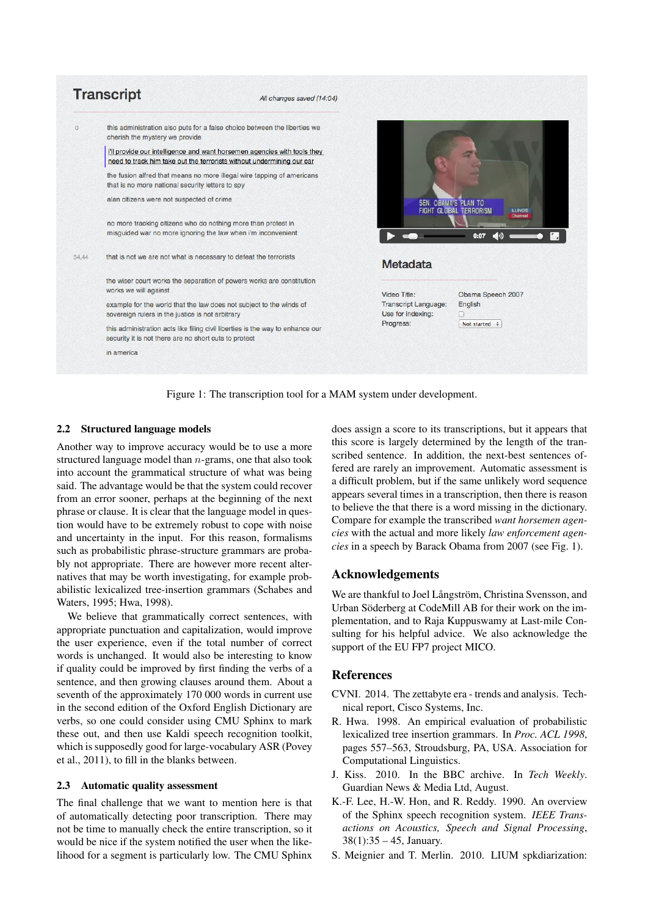Figure 1: The transcription tool for a MAM system under development.

### 2.2 Structured language models

Another way to improve accuracy would be to use a more structured language model than $n$-grams, one that also took into account the grammatical structure of what was being said. The advantage would be that the system could recover from an error sooner, perhaps at the beginning of the next phrase or clause. It is clear that the language model in question would have to be extremely robust to cope with noise and uncertainty in the input. For this reason, formalisms such as probabilistic phrase-structure grammars are probably not appropriate. There are however more recent alternatives that may be worth investigating, for example probabilistic lexicalized tree-insertion grammars (Schabes and Waters, 1995; Hwa, 1998).

We believe that grammatically correct sentences, with appropriate punctuation and capitalization, would improve the user experience, even if the total number of correct words is unchanged. It would also be interesting to know if quality could be improved by first finding the verbs of a sentence, and then growing clauses around them. About a seventh of the approximately 170 000 words in current use in the second edition of the Oxford English Dictionary are verbs, so one could consider using CMU Sphinx to mark these out, and then use Kaldi speech recognition toolkit, which is supposedly good for large-vocabulary ASR (Povey et al., 2011), to fill in the blanks between.

### 2.3 Automatic quality assessment

The final challenge that we want to mention here is that of automatically detecting poor transcription. There may not be time to manually check the entire transcription, so it would be nice if the system notified the user when the likelihood for a segment is particularly low. The CMU Sphinx does assign a score to its transcriptions, but it appears that this score is largely determined by the length of the transcribed sentence. In addition, the next-best sentences offered are rarely an improvement. Automatic assessment is a difficult problem, but if the same unlikely word sequence appears several times in a transcription, then there is reason to believe the that there is a word missing in the dictionary. Compare for example the transcribed *want horsemen agencies* with the actual and more likely *law enforcement agencies* in a speech by Barack Obama from 2007 (see Fig. 1).

## Acknowledgements

We are thankful to Joel Långström, Christina Svensson, and Urban Söderberg at CodeMill AB for their work on the implementation, and to Raja Kuppuswamy at Last-mile Consulting for his helpful advice. We also acknowledge the support of the EU FP7 project MICO.

## References

CVNI. 2014. The zettabyte era - trends and analysis. Technical report, Cisco Systems, Inc.

R. Hwa. 1998. An empirical evaluation of probabilistic lexicalized tree insertion grammars. In *Proc. ACL 1998*, pages 557–563, Stroudsburg, PA, USA. Association for Computational Linguistics.

J. Kiss. 2010. In the BBC archive. In *Tech Weekly*. Guardian News & Media Ltd, August.

K.-F. Lee, H.-W. Hon, and R. Reddy. 1990. An overview of the Sphinx speech recognition system. *IEEE Transactions on Acoustics, Speech and Signal Processing*, 38(1):35 – 45, January.

S. Meignier and T. Merlin. 2010. LIUM spkdiarization: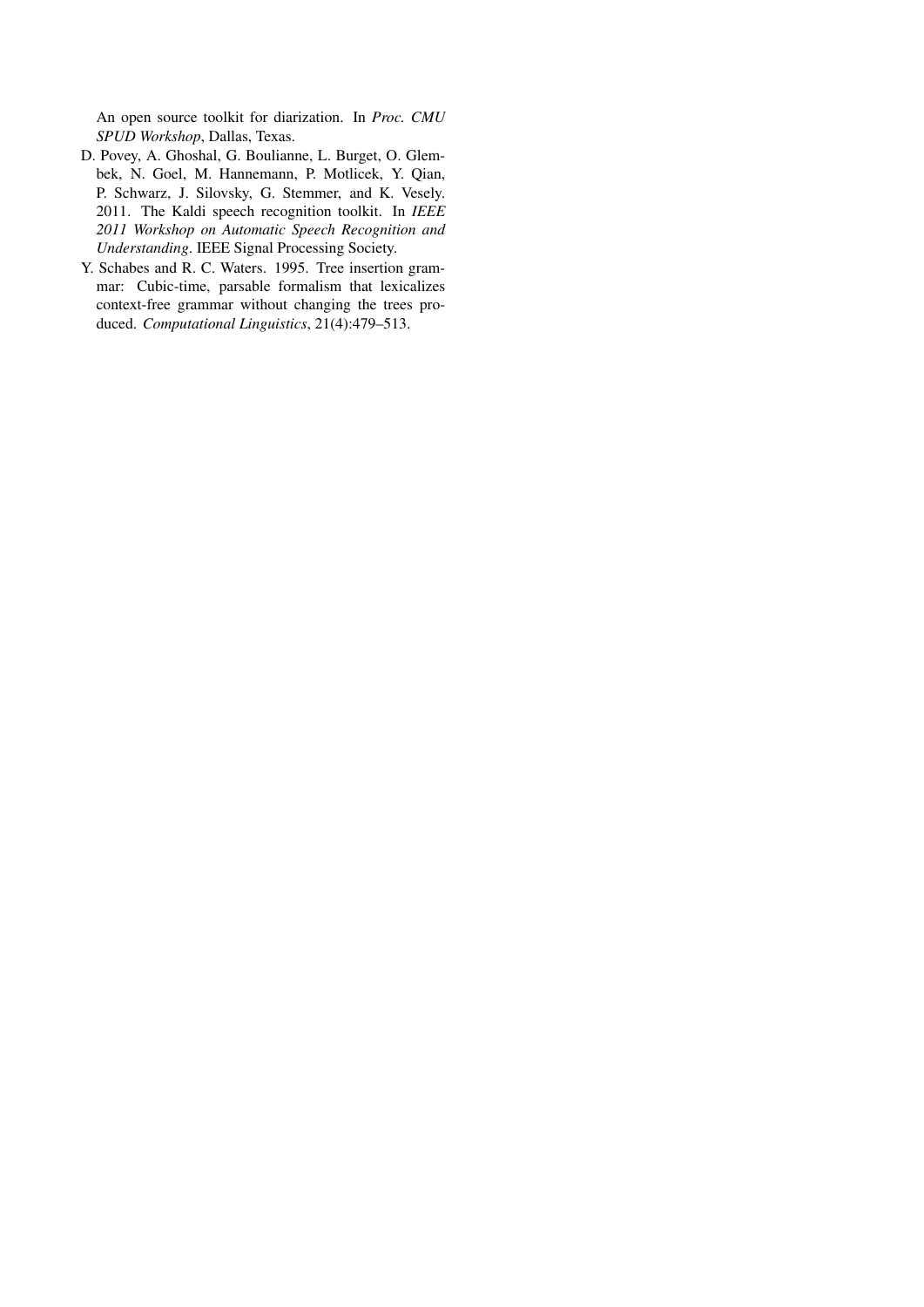An open source toolkit for diarization. In *Proc. CMU SPUD Workshop*, Dallas, Texas.

D. Povey, A. Ghoshal, G. Boulianne, L. Burget, O. Glembek, N. Goel, M. Hannemann, P. Motlicek, Y. Qian, P. Schwarz, J. Silovsky, G. Stemmer, and K. Vesely. 2011. The Kaldi speech recognition toolkit. In *IEEE 2011 Workshop on Automatic Speech Recognition and Understanding*. IEEE Signal Processing Society.

Y. Schabes and R. C. Waters. 1995. Tree insertion grammar: Cubic-time, parsable formalism that lexicalizes context-free grammar without changing the trees produced. *Computational Linguistics*, 21(4):479–513.